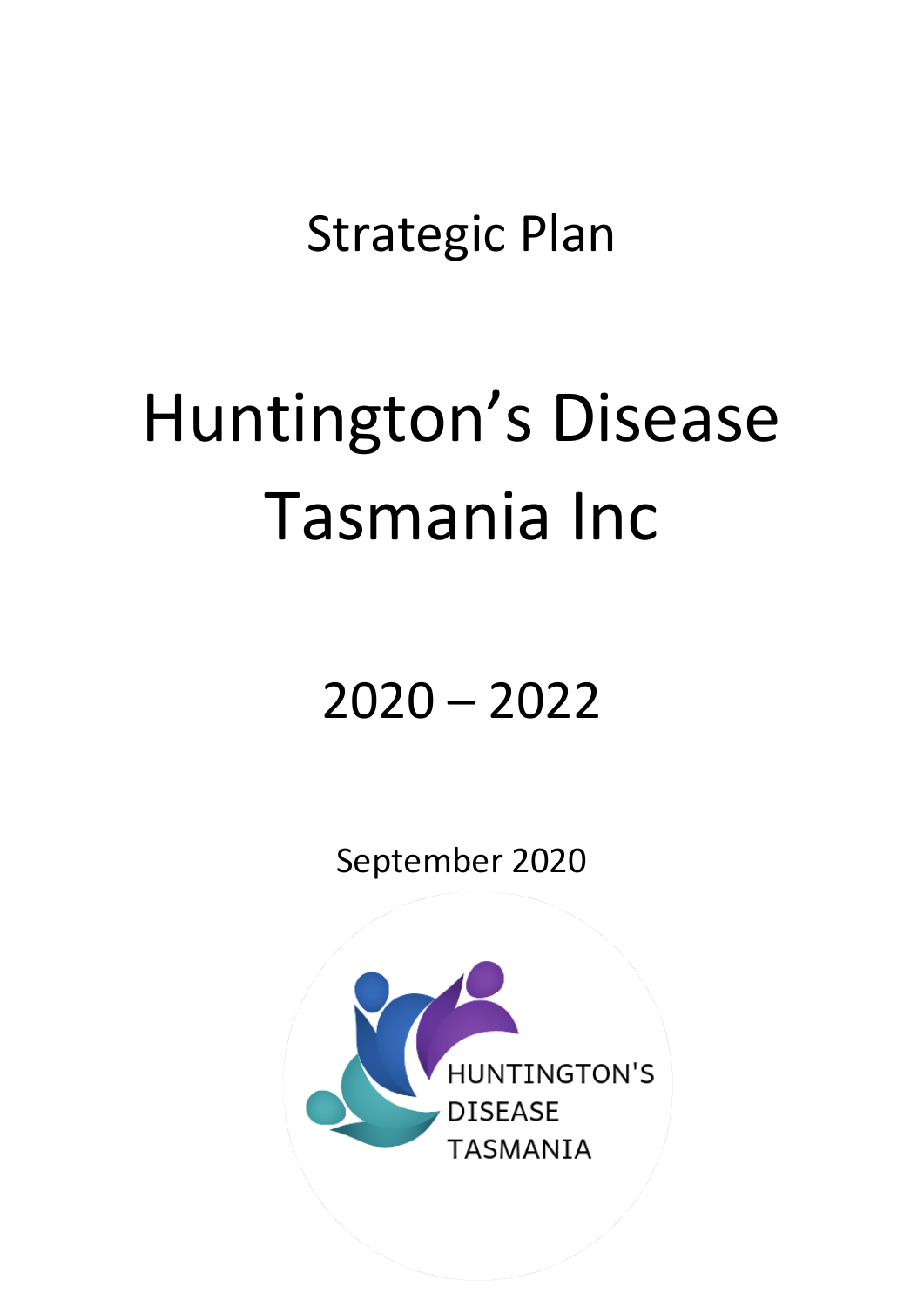Strategic Plan

# Huntington's Disease Tasmania Inc

2020 – 2022

September 2020

HUNTINGTON'S DISEASE TASMANIA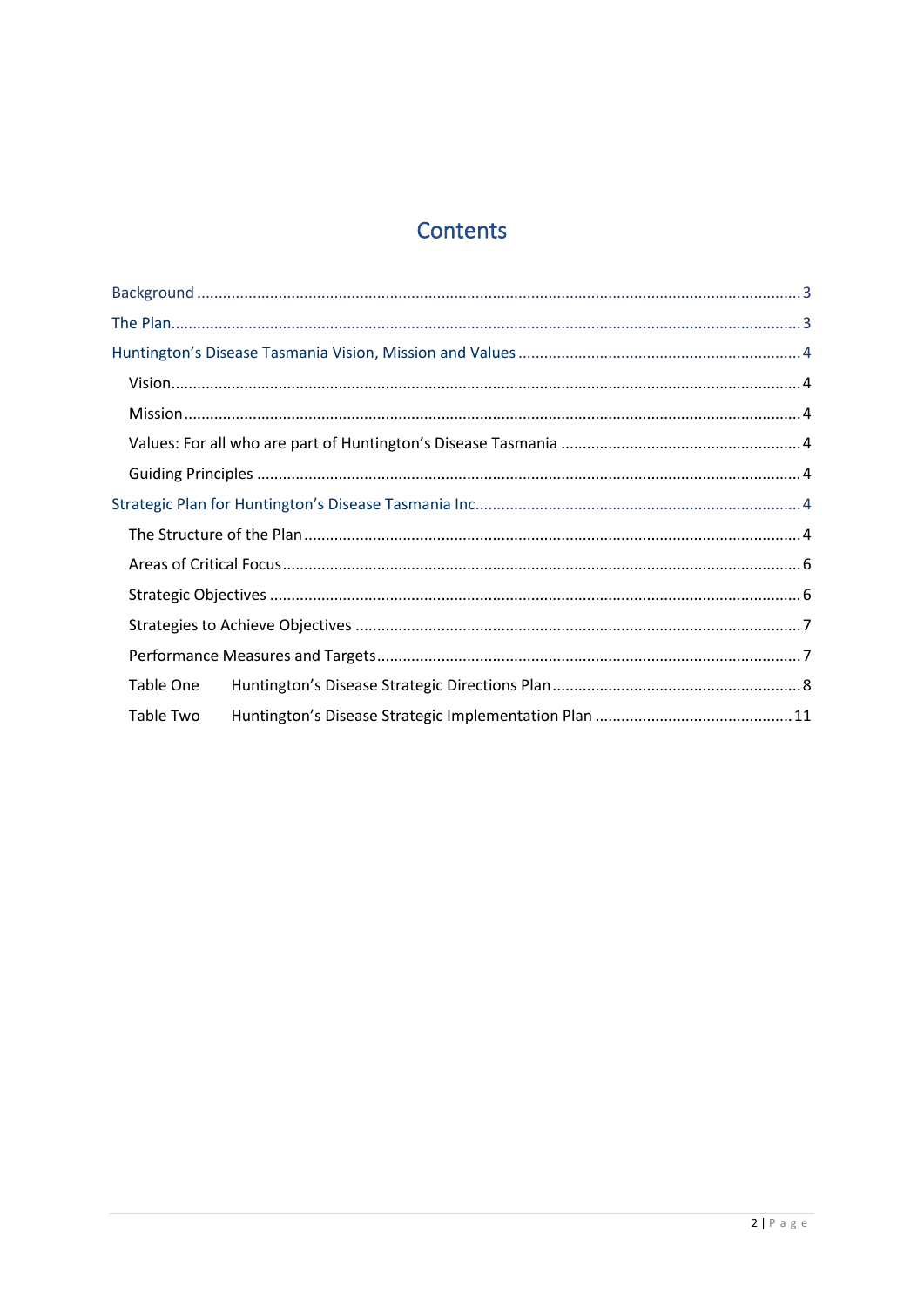# Contents

- Background ... 3
- The Plan ... 3
- Huntington's Disease Tasmania Vision, Mission and Values ... 4
  - Vision ... 4
  - Mission ... 4
  - Values: For all who are part of Huntington's Disease Tasmania ... 4
  - Guiding Principles ... 4
- Strategic Plan for Huntington's Disease Tasmania Inc ... 4
  - The Structure of the Plan ... 4
  - Areas of Critical Focus ... 6
  - Strategic Objectives ... 6
  - Strategies to Achieve Objectives ... 7
  - Performance Measures and Targets ... 7
  - Table One Huntington's Disease Strategic Directions Plan ... 8
  - Table Two Huntington's Disease Strategic Implementation Plan ... 11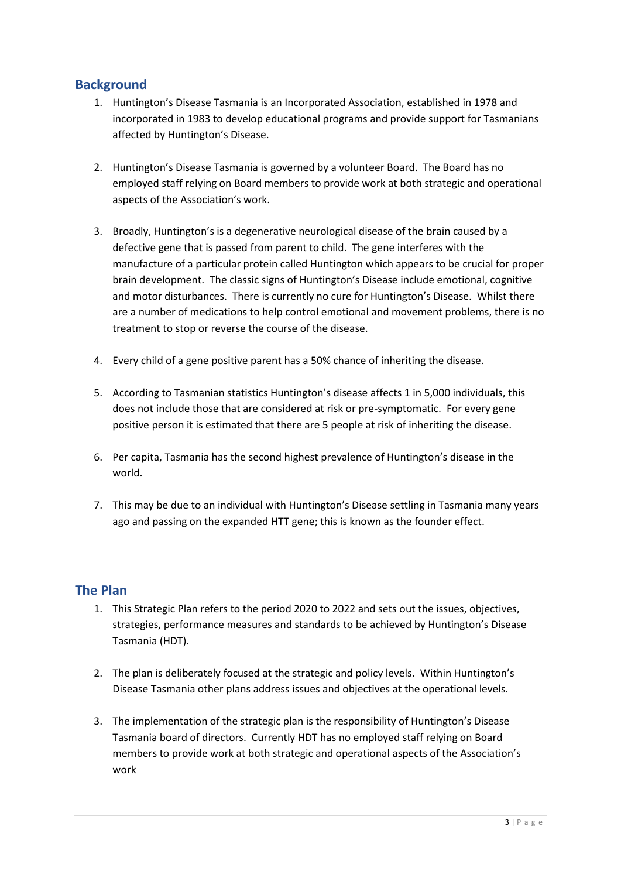## Background

1. Huntington's Disease Tasmania is an Incorporated Association, established in 1978 and incorporated in 1983 to develop educational programs and provide support for Tasmanians affected by Huntington's Disease.

2. Huntington's Disease Tasmania is governed by a volunteer Board. The Board has no employed staff relying on Board members to provide work at both strategic and operational aspects of the Association's work.

3. Broadly, Huntington's is a degenerative neurological disease of the brain caused by a defective gene that is passed from parent to child. The gene interferes with the manufacture of a particular protein called Huntington which appears to be crucial for proper brain development. The classic signs of Huntington's Disease include emotional, cognitive and motor disturbances. There is currently no cure for Huntington's Disease. Whilst there are a number of medications to help control emotional and movement problems, there is no treatment to stop or reverse the course of the disease.

4. Every child of a gene positive parent has a 50% chance of inheriting the disease.

5. According to Tasmanian statistics Huntington's disease affects 1 in 5,000 individuals, this does not include those that are considered at risk or pre-symptomatic. For every gene positive person it is estimated that there are 5 people at risk of inheriting the disease.

6. Per capita, Tasmania has the second highest prevalence of Huntington's disease in the world.

7. This may be due to an individual with Huntington's Disease settling in Tasmania many years ago and passing on the expanded HTT gene; this is known as the founder effect.

## The Plan

1. This Strategic Plan refers to the period 2020 to 2022 and sets out the issues, objectives, strategies, performance measures and standards to be achieved by Huntington's Disease Tasmania (HDT).

2. The plan is deliberately focused at the strategic and policy levels. Within Huntington's Disease Tasmania other plans address issues and objectives at the operational levels.

3. The implementation of the strategic plan is the responsibility of Huntington's Disease Tasmania board of directors. Currently HDT has no employed staff relying on Board members to provide work at both strategic and operational aspects of the Association's work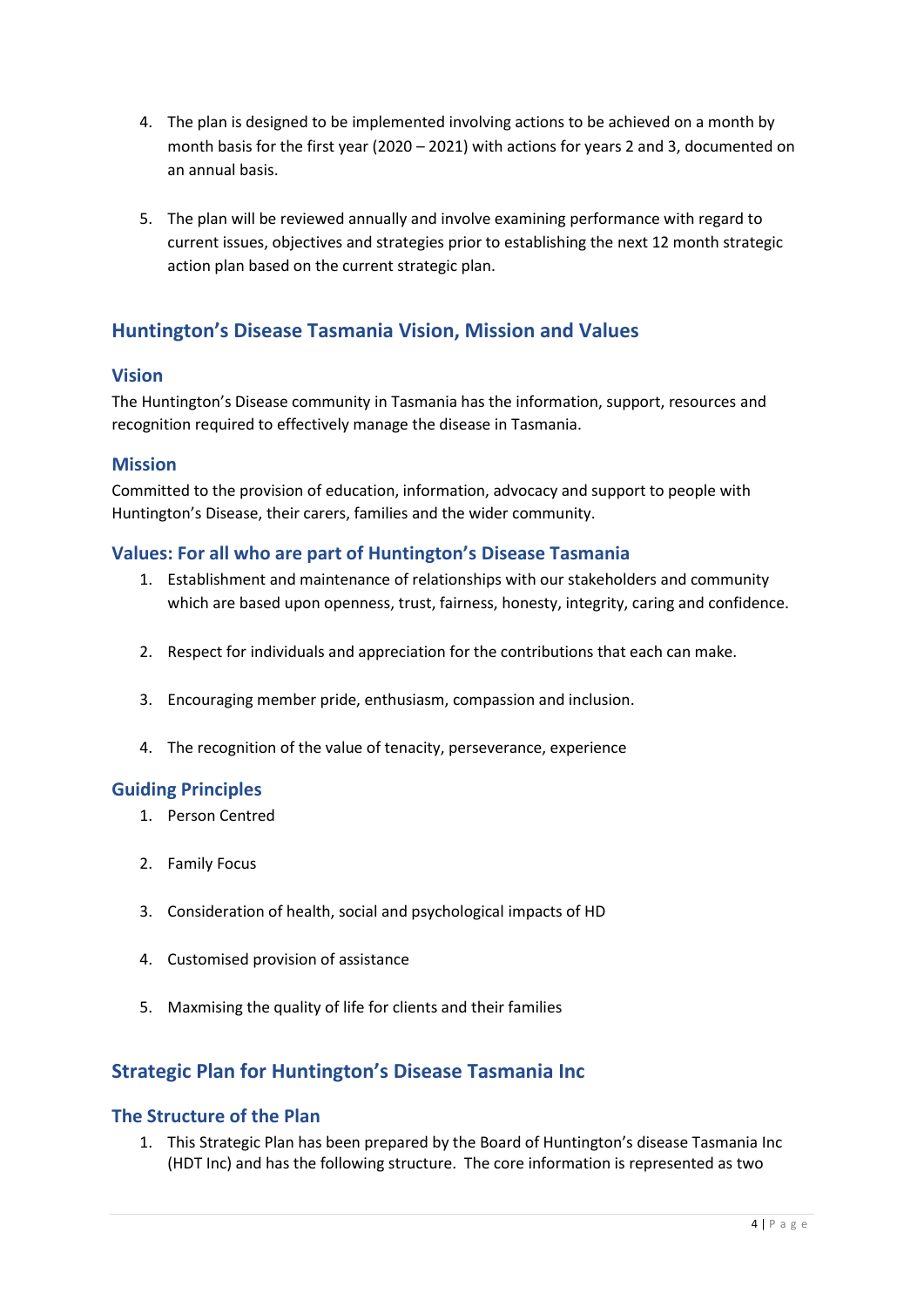4. The plan is designed to be implemented involving actions to be achieved on a month by month basis for the first year (2020 – 2021) with actions for years 2 and 3, documented on an annual basis.

5. The plan will be reviewed annually and involve examining performance with regard to current issues, objectives and strategies prior to establishing the next 12 month strategic action plan based on the current strategic plan.

## Huntington's Disease Tasmania Vision, Mission and Values

### Vision

The Huntington's Disease community in Tasmania has the information, support, resources and recognition required to effectively manage the disease in Tasmania.

### Mission

Committed to the provision of education, information, advocacy and support to people with Huntington's Disease, their carers, families and the wider community.

### Values: For all who are part of Huntington's Disease Tasmania

1. Establishment and maintenance of relationships with our stakeholders and community which are based upon openness, trust, fairness, honesty, integrity, caring and confidence.

2. Respect for individuals and appreciation for the contributions that each can make.

3. Encouraging member pride, enthusiasm, compassion and inclusion.

4. The recognition of the value of tenacity, perseverance, experience

### Guiding Principles

1. Person Centred

2. Family Focus

3. Consideration of health, social and psychological impacts of HD

4. Customised provision of assistance

5. Maxmising the quality of life for clients and their families

## Strategic Plan for Huntington's Disease Tasmania Inc

### The Structure of the Plan

1. This Strategic Plan has been prepared by the Board of Huntington's disease Tasmania Inc (HDT Inc) and has the following structure. The core information is represented as two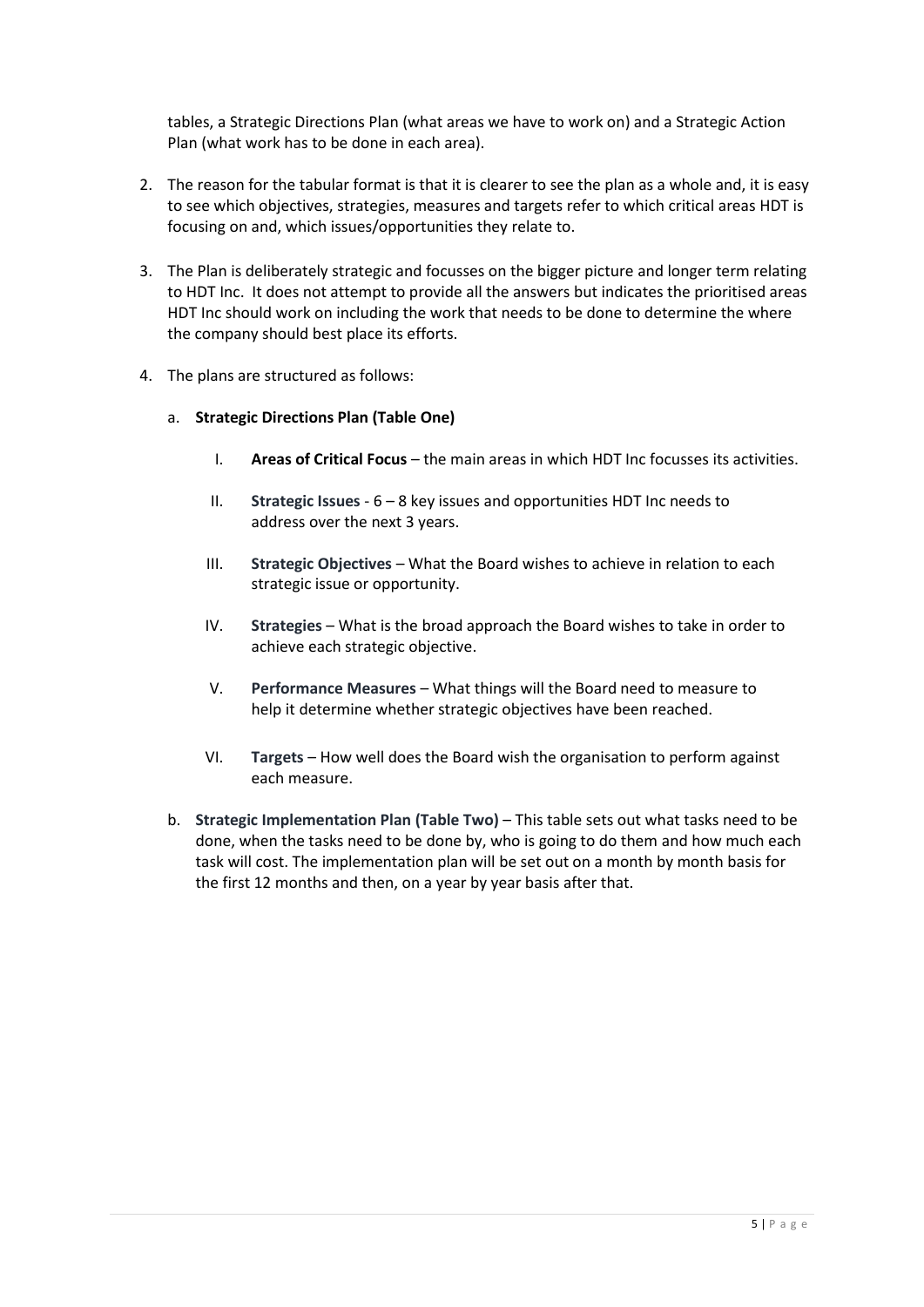tables, a Strategic Directions Plan (what areas we have to work on) and a Strategic Action Plan (what work has to be done in each area).

2. The reason for the tabular format is that it is clearer to see the plan as a whole and, it is easy to see which objectives, strategies, measures and targets refer to which critical areas HDT is focusing on and, which issues/opportunities they relate to.

3. The Plan is deliberately strategic and focusses on the bigger picture and longer term relating to HDT Inc. It does not attempt to provide all the answers but indicates the prioritised areas HDT Inc should work on including the work that needs to be done to determine the where the company should best place its efforts.

4. The plans are structured as follows:

   a. **Strategic Directions Plan (Table One)**

      I. **Areas of Critical Focus** – the main areas in which HDT Inc focusses its activities.

      II. **Strategic Issues** - 6 – 8 key issues and opportunities HDT Inc needs to address over the next 3 years.

      III. **Strategic Objectives** – What the Board wishes to achieve in relation to each strategic issue or opportunity.

      IV. **Strategies** – What is the broad approach the Board wishes to take in order to achieve each strategic objective.

      V. **Performance Measures** – What things will the Board need to measure to help it determine whether strategic objectives have been reached.

      VI. **Targets** – How well does the Board wish the organisation to perform against each measure.

   b. **Strategic Implementation Plan (Table Two)** – This table sets out what tasks need to be done, when the tasks need to be done by, who is going to do them and how much each task will cost. The implementation plan will be set out on a month by month basis for the first 12 months and then, on a year by year basis after that.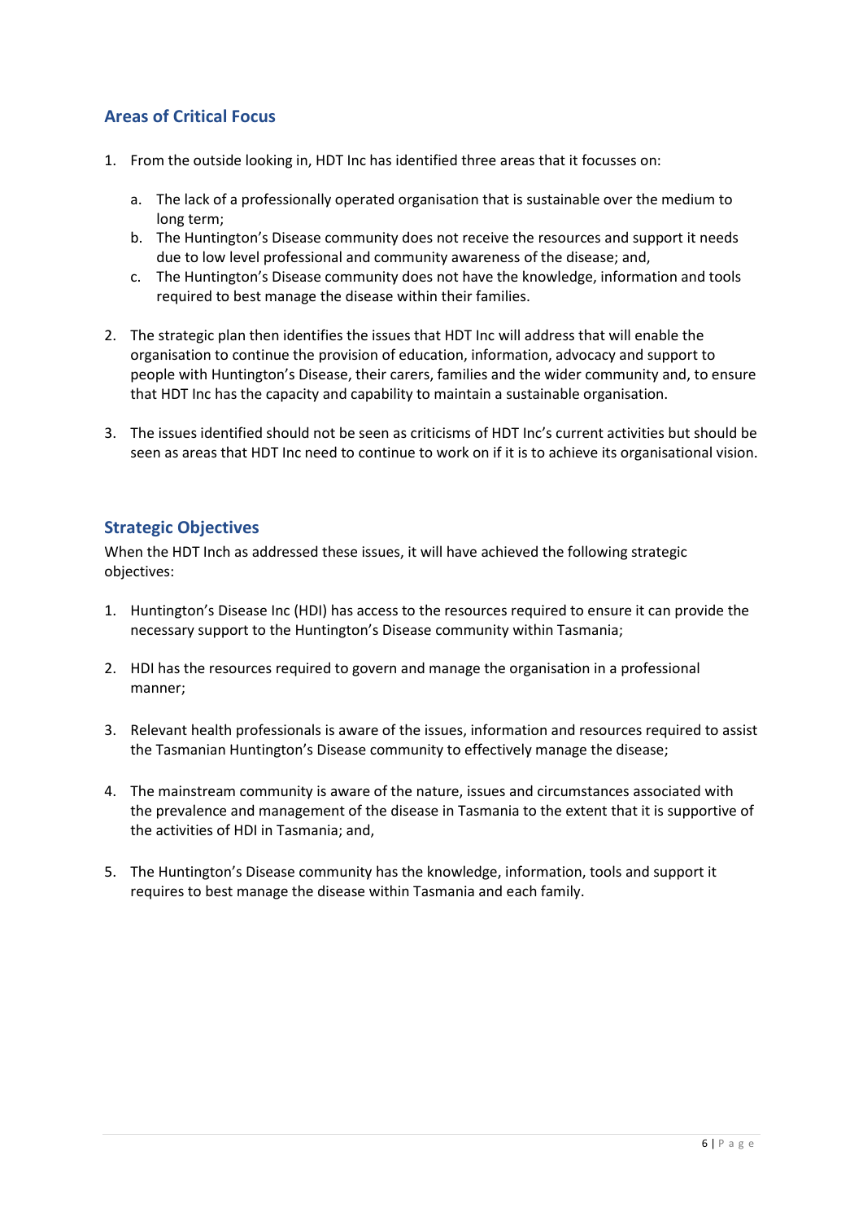## Areas of Critical Focus

1. From the outside looking in, HDT Inc has identified three areas that it focusses on:

   a. The lack of a professionally operated organisation that is sustainable over the medium to long term;
   b. The Huntington's Disease community does not receive the resources and support it needs due to low level professional and community awareness of the disease; and,
   c. The Huntington's Disease community does not have the knowledge, information and tools required to best manage the disease within their families.

2. The strategic plan then identifies the issues that HDT Inc will address that will enable the organisation to continue the provision of education, information, advocacy and support to people with Huntington's Disease, their carers, families and the wider community and, to ensure that HDT Inc has the capacity and capability to maintain a sustainable organisation.

3. The issues identified should not be seen as criticisms of HDT Inc's current activities but should be seen as areas that HDT Inc need to continue to work on if it is to achieve its organisational vision.

## Strategic Objectives

When the HDT Inch as addressed these issues, it will have achieved the following strategic objectives:

1. Huntington's Disease Inc (HDI) has access to the resources required to ensure it can provide the necessary support to the Huntington's Disease community within Tasmania;

2. HDI has the resources required to govern and manage the organisation in a professional manner;

3. Relevant health professionals is aware of the issues, information and resources required to assist the Tasmanian Huntington's Disease community to effectively manage the disease;

4. The mainstream community is aware of the nature, issues and circumstances associated with the prevalence and management of the disease in Tasmania to the extent that it is supportive of the activities of HDI in Tasmania; and,

5. The Huntington's Disease community has the knowledge, information, tools and support it requires to best manage the disease within Tasmania and each family.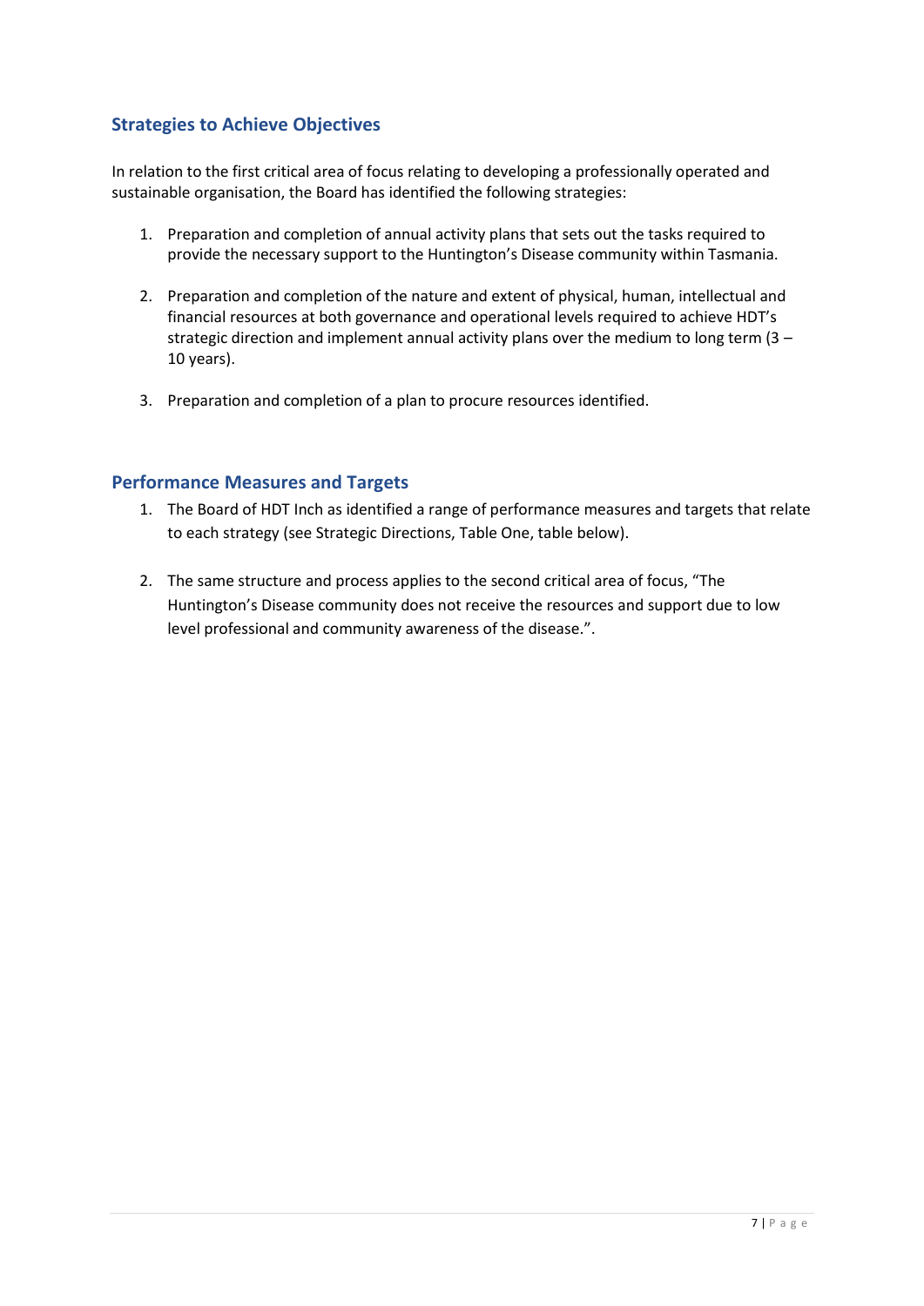## Strategies to Achieve Objectives

In relation to the first critical area of focus relating to developing a professionally operated and sustainable organisation, the Board has identified the following strategies:

1. Preparation and completion of annual activity plans that sets out the tasks required to provide the necessary support to the Huntington's Disease community within Tasmania.

2. Preparation and completion of the nature and extent of physical, human, intellectual and financial resources at both governance and operational levels required to achieve HDT's strategic direction and implement annual activity plans over the medium to long term (3 – 10 years).

3. Preparation and completion of a plan to procure resources identified.

## Performance Measures and Targets

1. The Board of HDT Inch as identified a range of performance measures and targets that relate to each strategy (see Strategic Directions, Table One, table below).

2. The same structure and process applies to the second critical area of focus, "The Huntington's Disease community does not receive the resources and support due to low level professional and community awareness of the disease.".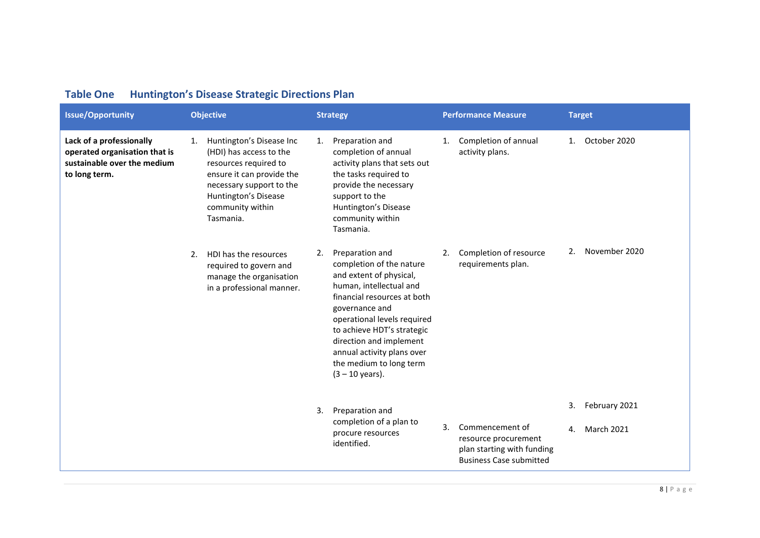## Table One Huntington's Disease Strategic Directions Plan

| Issue/Opportunity | Objective | Strategy | Performance Measure | Target |
|---|---|---|---|---|
| **Lack of a professionally operated organisation that is sustainable over the medium to long term.** | 1. Huntington's Disease Inc (HDI) has access to the resources required to ensure it can provide the necessary support to the Huntington's Disease community within Tasmania. | 1. Preparation and completion of annual activity plans that sets out the tasks required to provide the necessary support to the Huntington's Disease community within Tasmania. | 1. Completion of annual activity plans. | 1. October 2020 |
| | 2. HDI has the resources required to govern and manage the organisation in a professional manner. | 2. Preparation and completion of the nature and extent of physical, human, intellectual and financial resources at both governance and operational levels required to achieve HDT's strategic direction and implement annual activity plans over the medium to long term (3 – 10 years). | 2. Completion of resource requirements plan. | 2. November 2020 |
| | | 3. Preparation and completion of a plan to procure resources identified. | 3. Commencement of resource procurement plan starting with funding Business Case submitted | 3. February 2021<br>4. March 2021 |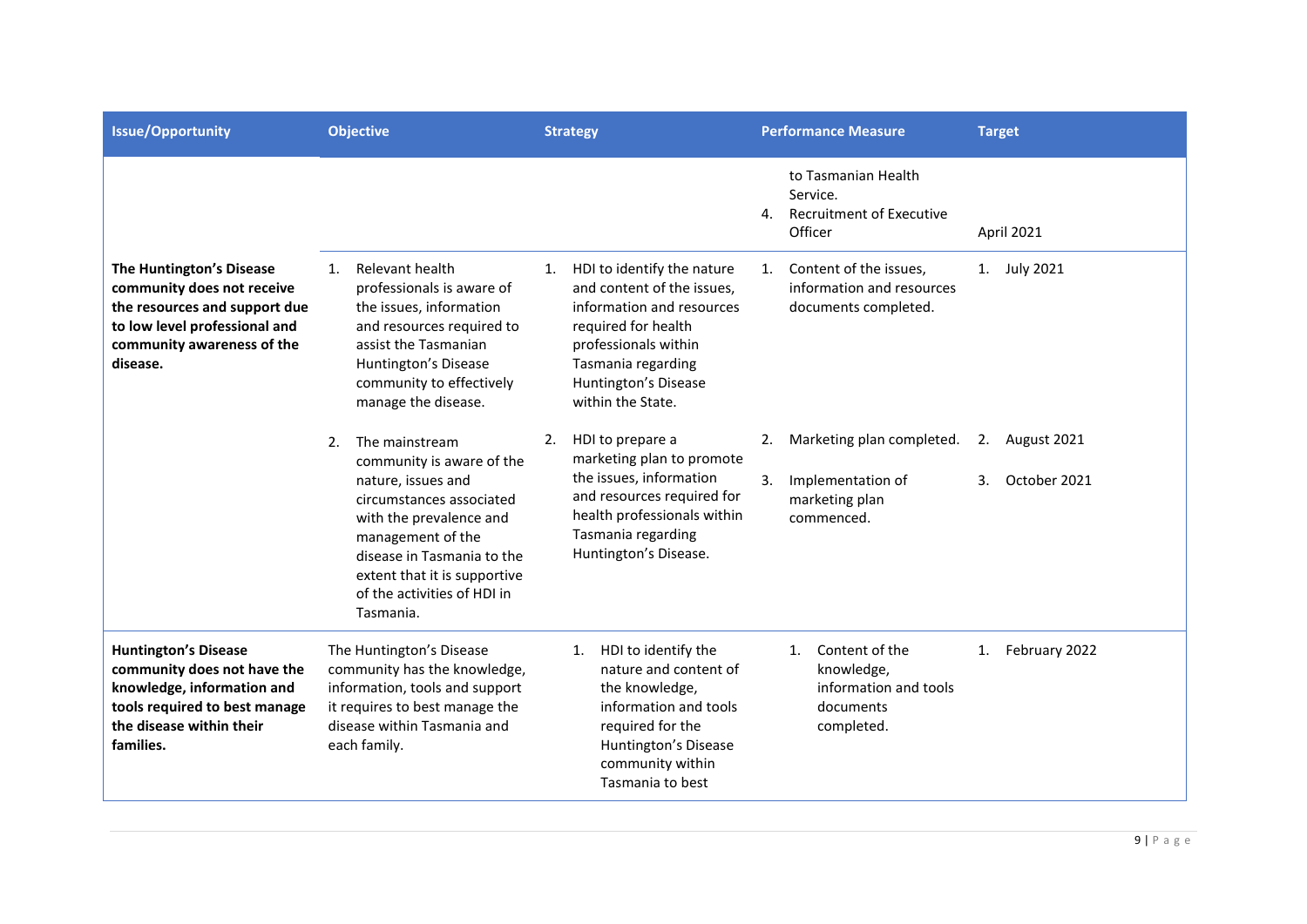| Issue/Opportunity | Objective | Strategy | Performance Measure | Target |
|---|---|---|---|---|
| | | | to Tasmanian Health Service.<br>4. Recruitment of Executive Officer | April 2021 |
| **The Huntington's Disease community does not receive the resources and support due to low level professional and community awareness of the disease.** | 1. Relevant health professionals is aware of the issues, information and resources required to assist the Tasmanian Huntington's Disease community to effectively manage the disease. | 1. HDI to identify the nature and content of the issues, information and resources required for health professionals within Tasmania regarding Huntington's Disease within the State. | 1. Content of the issues, information and resources documents completed. | 1. July 2021 |
| | 2. The mainstream community is aware of the nature, issues and circumstances associated with the prevalence and management of the disease in Tasmania to the extent that it is supportive of the activities of HDI in Tasmania. | 2. HDI to prepare a marketing plan to promote the issues, information and resources required for health professionals within Tasmania regarding Huntington's Disease. | 2. Marketing plan completed.<br>3. Implementation of marketing plan commenced. | 2. August 2021<br>3. October 2021 |
| **Huntington's Disease community does not have the knowledge, information and tools required to best manage the disease within their families.** | The Huntington's Disease community has the knowledge, information, tools and support it requires to best manage the disease within Tasmania and each family. | 1. HDI to identify the nature and content of the knowledge, information and tools required for the Huntington's Disease community within Tasmania to best | 1. Content of the knowledge, information and tools documents completed. | 1. February 2022 |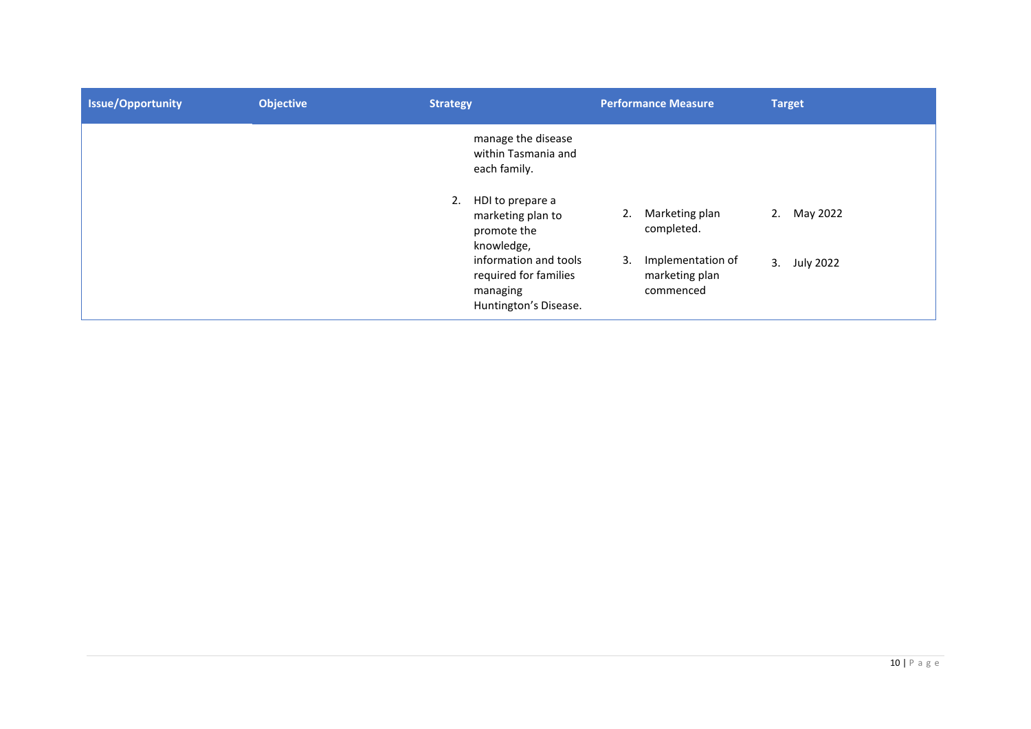| Issue/Opportunity | Objective | Strategy | Performance Measure | Target |
|---|---|---|---|---|
| | | manage the disease within Tasmania and each family. | | |
| | | 2. HDI to prepare a marketing plan to promote the knowledge, information and tools required for families managing Huntington's Disease. | 2. Marketing plan completed.<br>3. Implementation of marketing plan commenced | 2. May 2022<br>3. July 2022 |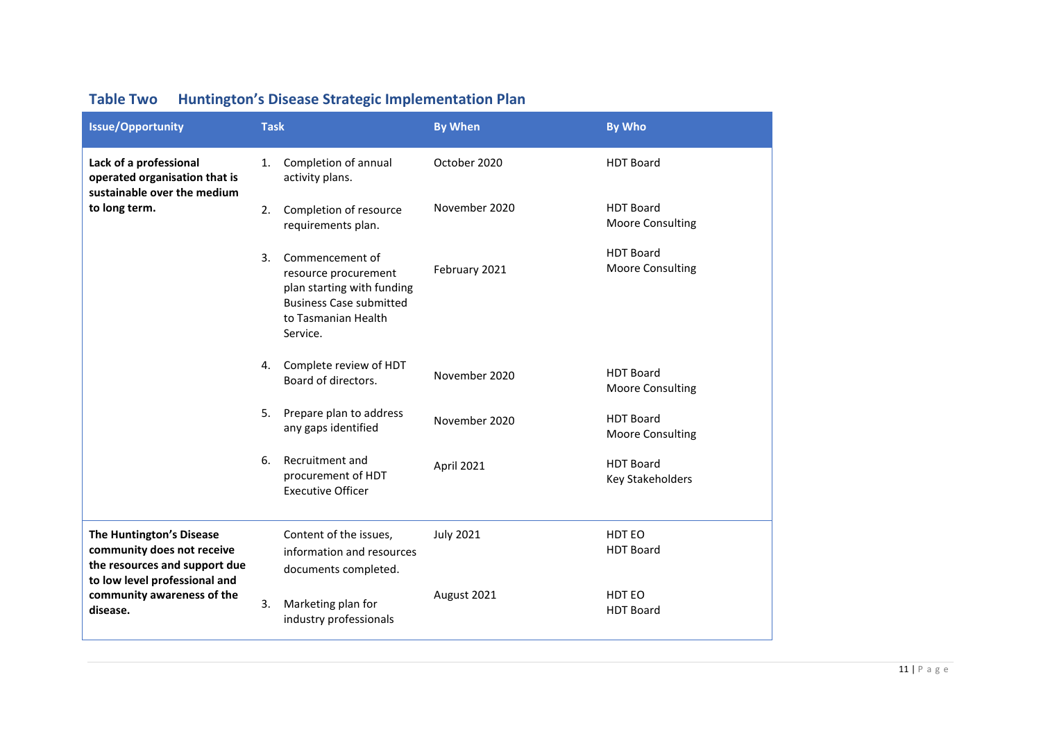## Table Two Huntington's Disease Strategic Implementation Plan

| Issue/Opportunity | Task | By When | By Who |
|---|---|---|---|
| **Lack of a professional operated organisation that is sustainable over the medium to long term.** | 1. Completion of annual activity plans. | October 2020 | HDT Board |
| | 2. Completion of resource requirements plan. | November 2020 | HDT Board<br>Moore Consulting |
| | 3. Commencement of resource procurement plan starting with funding Business Case submitted to Tasmanian Health Service. | February 2021 | HDT Board<br>Moore Consulting |
| | 4. Complete review of HDT Board of directors. | November 2020 | HDT Board<br>Moore Consulting |
| | 5. Prepare plan to address any gaps identified | November 2020 | HDT Board<br>Moore Consulting |
| | 6. Recruitment and procurement of HDT Executive Officer | April 2021 | HDT Board<br>Key Stakeholders |
| **The Huntington's Disease community does not receive the resources and support due to low level professional and community awareness of the disease.** | Content of the issues, information and resources documents completed. | July 2021 | HDT EO<br>HDT Board |
| | 3. Marketing plan for industry professionals | August 2021 | HDT EO<br>HDT Board |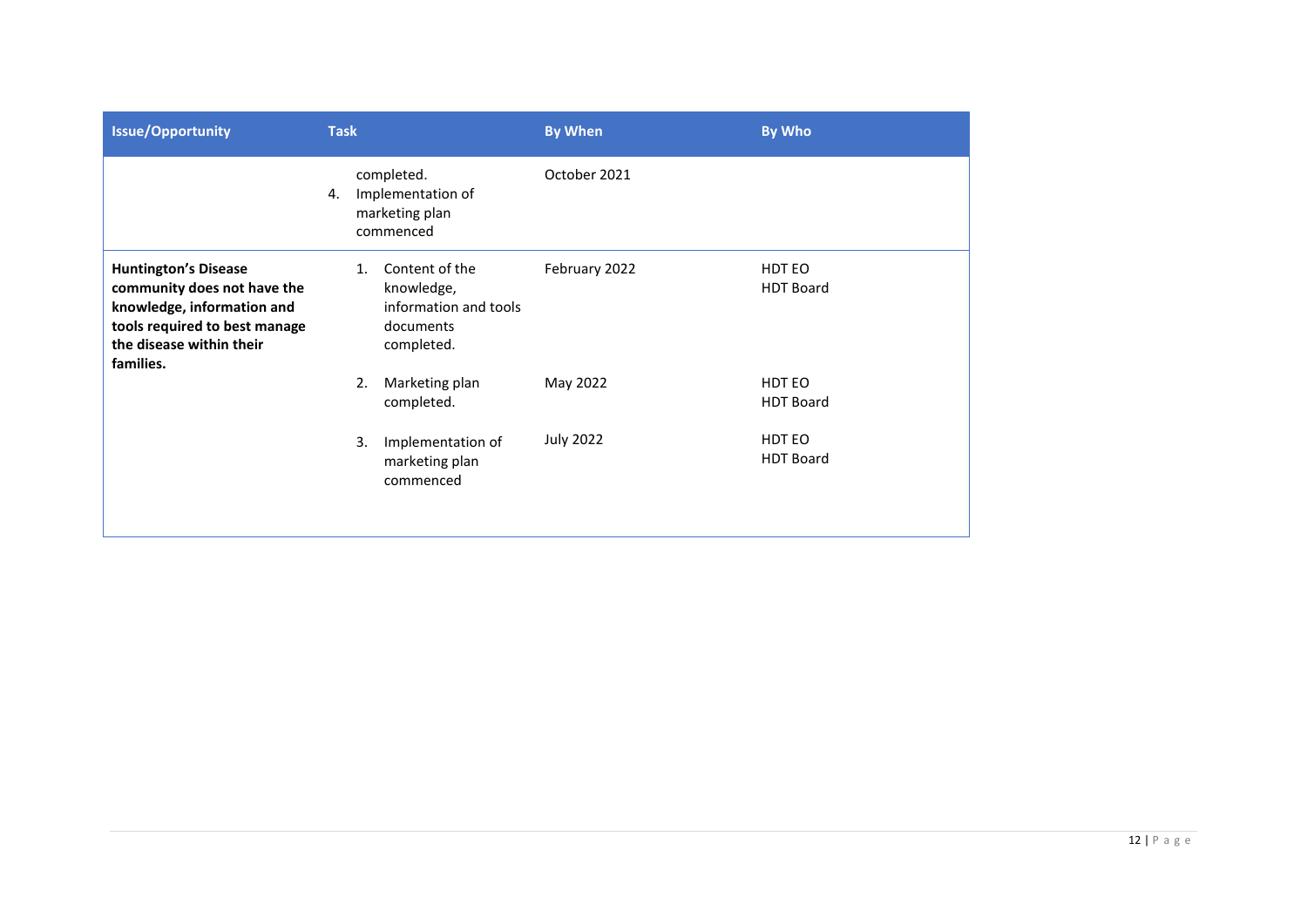| Issue/Opportunity | Task | By When | By Who |
|---|---|---|---|
| | completed.<br>4. Implementation of marketing plan commenced | October 2021 | |
| **Huntington's Disease community does not have the knowledge, information and tools required to best manage the disease within their families.** | 1. Content of the knowledge, information and tools documents completed. | February 2022 | HDT EO<br>HDT Board |
| | 2. Marketing plan completed. | May 2022 | HDT EO<br>HDT Board |
| | 3. Implementation of marketing plan commenced | July 2022 | HDT EO<br>HDT Board |